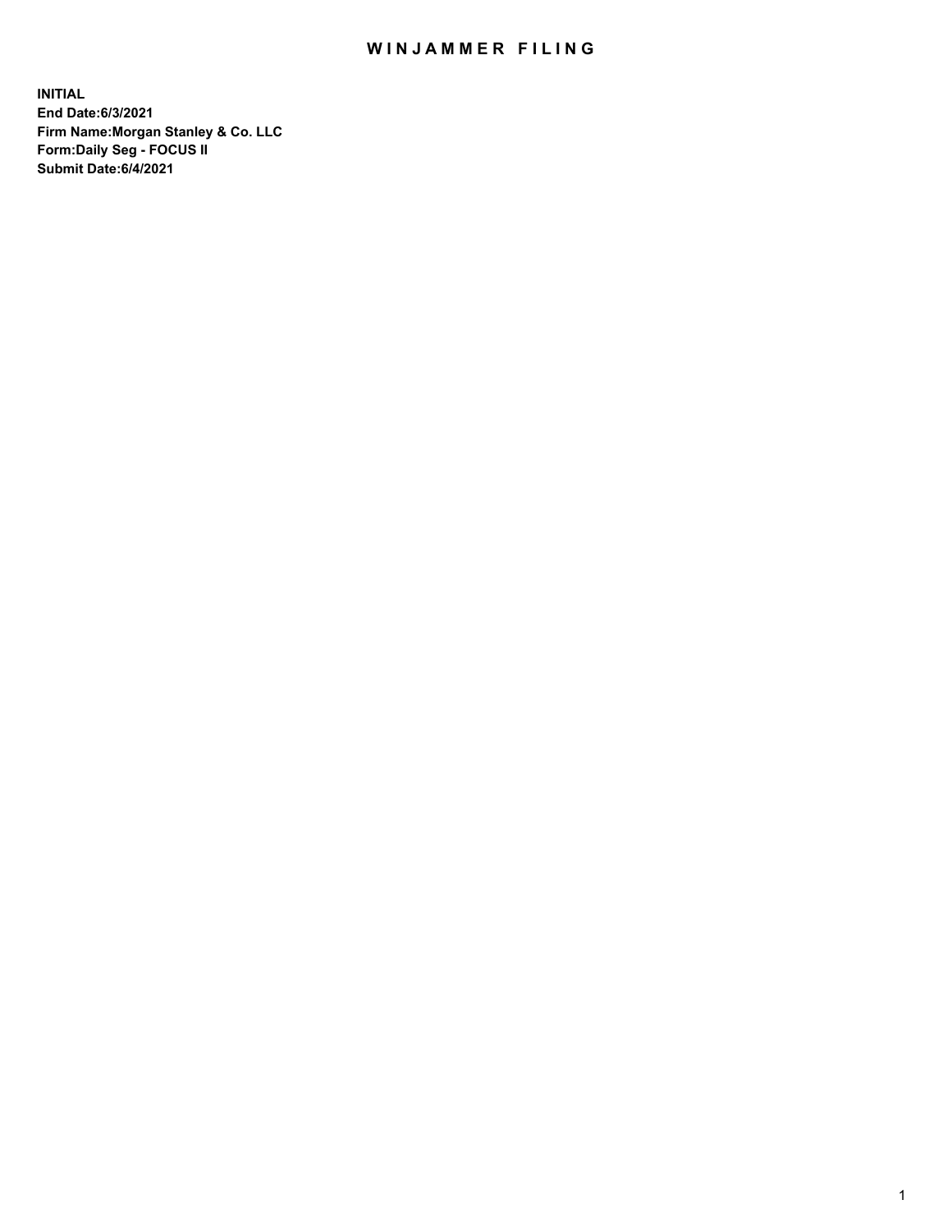# WINJAMMER FILING

**INITIAL**
**End Date:6/3/2021**
**Firm Name:Morgan Stanley & Co. LLC**
**Form:Daily Seg - FOCUS II**
**Submit Date:6/4/2021**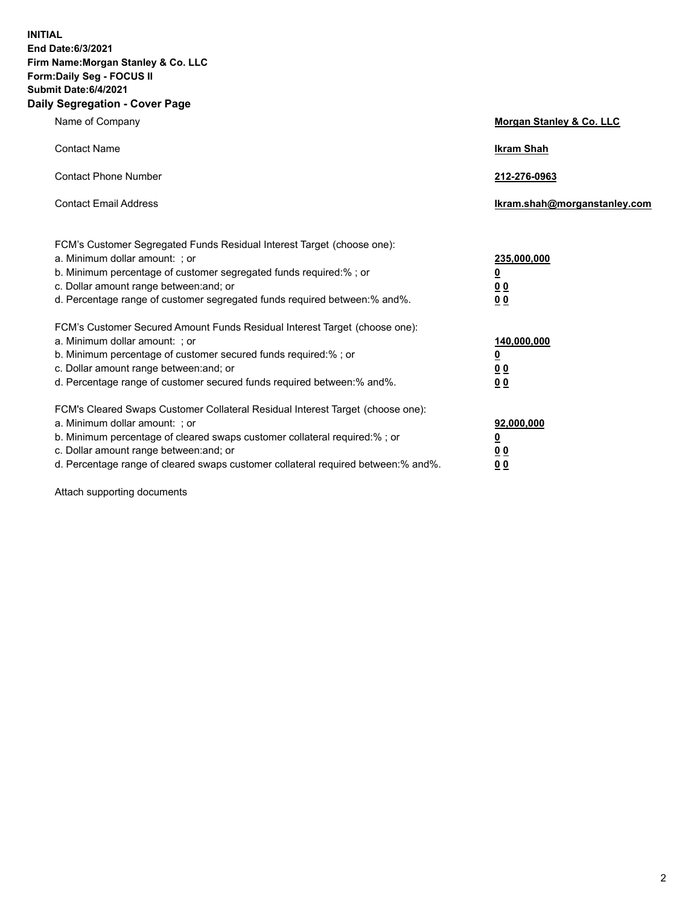**INITIAL**
**End Date:6/3/2021**
**Firm Name:Morgan Stanley & Co. LLC**
**Form:Daily Seg - FOCUS II**
**Submit Date:6/4/2021**

## Daily Segregation - Cover Page

| | |
|---|---|
| Name of Company | **Morgan Stanley & Co. LLC** |
| Contact Name | **Ikram Shah** |
| Contact Phone Number | **212-276-0963** |
| Contact Email Address | **Ikram.shah@morganstanley.com** |

| | |
|---|---|
| FCM's Customer Segregated Funds Residual Interest Target (choose one): | |
| a. Minimum dollar amount: ; or | **235,000,000** |
| b. Minimum percentage of customer segregated funds required:% ; or | **0** |
| c. Dollar amount range between:and; or | **0 0** |
| d. Percentage range of customer segregated funds required between:% and%. | **0 0** |
| FCM's Customer Secured Amount Funds Residual Interest Target (choose one): | |
| a. Minimum dollar amount: ; or | **140,000,000** |
| b. Minimum percentage of customer secured funds required:% ; or | **0** |
| c. Dollar amount range between:and; or | **0 0** |
| d. Percentage range of customer secured funds required between:% and%. | **0 0** |
| FCM's Cleared Swaps Customer Collateral Residual Interest Target (choose one): | |
| a. Minimum dollar amount: ; or | **92,000,000** |
| b. Minimum percentage of cleared swaps customer collateral required:% ; or | **0** |
| c. Dollar amount range between:and; or | **0 0** |
| d. Percentage range of cleared swaps customer collateral required between:% and%. | **0 0** |

Attach supporting documents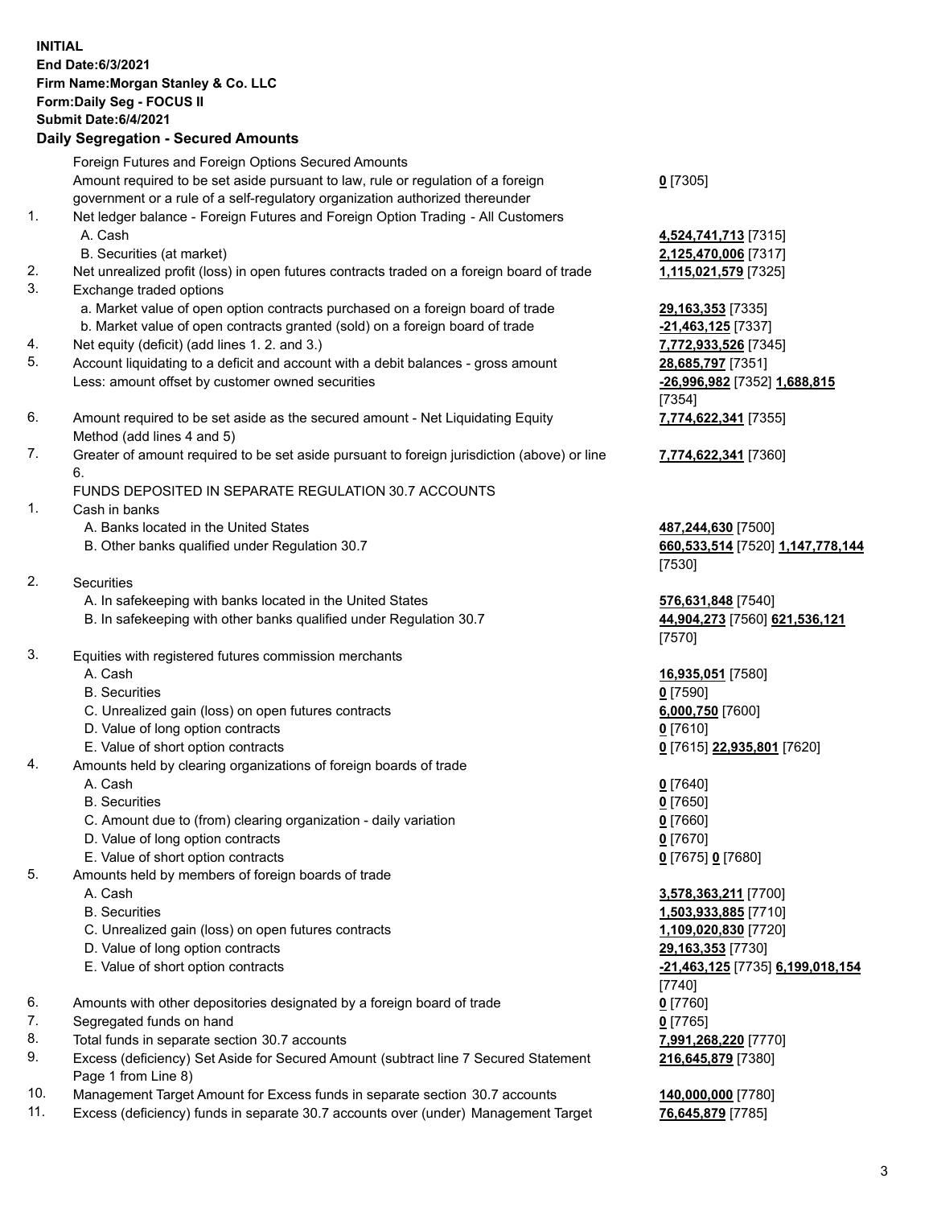**INITIAL**
**End Date:6/3/2021**
**Firm Name:Morgan Stanley & Co. LLC**
**Form:Daily Seg - FOCUS II**
**Submit Date:6/4/2021**

**Daily Segregation - Secured Amounts**

| | | |
|---|---|---|
| | Foreign Futures and Foreign Options Secured Amounts | |
| | Amount required to be set aside pursuant to law, rule or regulation of a foreign government or a rule of a self-regulatory organization authorized thereunder | **0** [7305] |
| 1. | Net ledger balance - Foreign Futures and Foreign Option Trading - All Customers | |
| | A. Cash | **4,524,741,713** [7315] |
| | B. Securities (at market) | **2,125,470,006** [7317] |
| 2. | Net unrealized profit (loss) in open futures contracts traded on a foreign board of trade | **1,115,021,579** [7325] |
| 3. | Exchange traded options | |
| | a. Market value of open option contracts purchased on a foreign board of trade | **29,163,353** [7335] |
| | b. Market value of open contracts granted (sold) on a foreign board of trade | **-21,463,125** [7337] |
| 4. | Net equity (deficit) (add lines 1. 2. and 3.) | **7,772,933,526** [7345] |
| 5. | Account liquidating to a deficit and account with a debit balances - gross amount | **28,685,797** [7351] |
| | Less: amount offset by customer owned securities | **-26,996,982** [7352] **1,688,815** [7354] |
| 6. | Amount required to be set aside as the secured amount - Net Liquidating Equity Method (add lines 4 and 5) | **7,774,622,341** [7355] |
| 7. | Greater of amount required to be set aside pursuant to foreign jurisdiction (above) or line 6. | **7,774,622,341** [7360] |
| | FUNDS DEPOSITED IN SEPARATE REGULATION 30.7 ACCOUNTS | |
| 1. | Cash in banks | |
| | A. Banks located in the United States | **487,244,630** [7500] |
| | B. Other banks qualified under Regulation 30.7 | **660,533,514** [7520] **1,147,778,144** [7530] |
| 2. | Securities | |
| | A. In safekeeping with banks located in the United States | **576,631,848** [7540] |
| | B. In safekeeping with other banks qualified under Regulation 30.7 | **44,904,273** [7560] **621,536,121** [7570] |
| 3. | Equities with registered futures commission merchants | |
| | A. Cash | **16,935,051** [7580] |
| | B. Securities | **0** [7590] |
| | C. Unrealized gain (loss) on open futures contracts | **6,000,750** [7600] |
| | D. Value of long option contracts | **0** [7610] |
| | E. Value of short option contracts | **0** [7615] **22,935,801** [7620] |
| 4. | Amounts held by clearing organizations of foreign boards of trade | |
| | A. Cash | **0** [7640] |
| | B. Securities | **0** [7650] |
| | C. Amount due to (from) clearing organization - daily variation | **0** [7660] |
| | D. Value of long option contracts | **0** [7670] |
| | E. Value of short option contracts | **0** [7675] **0** [7680] |
| 5. | Amounts held by members of foreign boards of trade | |
| | A. Cash | **3,578,363,211** [7700] |
| | B. Securities | **1,503,933,885** [7710] |
| | C. Unrealized gain (loss) on open futures contracts | **1,109,020,830** [7720] |
| | D. Value of long option contracts | **29,163,353** [7730] |
| | E. Value of short option contracts | **-21,463,125** [7735] **6,199,018,154** [7740] |
| 6. | Amounts with other depositories designated by a foreign board of trade | **0** [7760] |
| 7. | Segregated funds on hand | **0** [7765] |
| 8. | Total funds in separate section 30.7 accounts | **7,991,268,220** [7770] |
| 9. | Excess (deficiency) Set Aside for Secured Amount (subtract line 7 Secured Statement Page 1 from Line 8) | **216,645,879** [7380] |
| 10. | Management Target Amount for Excess funds in separate section 30.7 accounts | **140,000,000** [7780] |
| 11. | Excess (deficiency) funds in separate 30.7 accounts over (under) Management Target | **76,645,879** [7785] |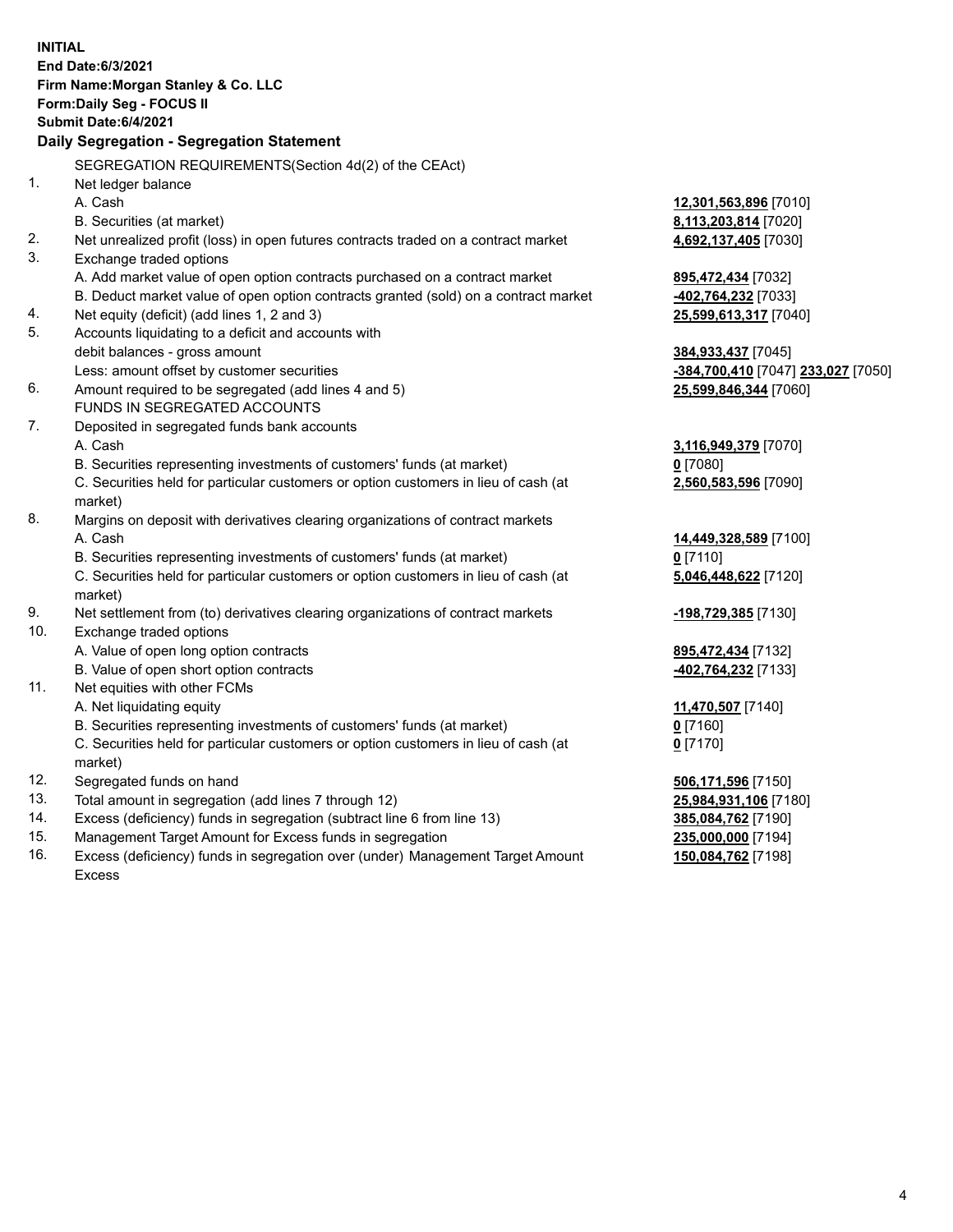**INITIAL**
**End Date:6/3/2021**
**Firm Name:Morgan Stanley & Co. LLC**
**Form:Daily Seg - FOCUS II**
**Submit Date:6/4/2021**

### Daily Segregation - Segregation Statement

| | | |
|---|---|---|
| | SEGREGATION REQUIREMENTS(Section 4d(2) of the CEAct) | |
| 1. | Net ledger balance | |
| | A. Cash | **12,301,563,896** [7010] |
| | B. Securities (at market) | **8,113,203,814** [7020] |
| 2. | Net unrealized profit (loss) in open futures contracts traded on a contract market | **4,692,137,405** [7030] |
| 3. | Exchange traded options | |
| | A. Add market value of open option contracts purchased on a contract market | **895,472,434** [7032] |
| | B. Deduct market value of open option contracts granted (sold) on a contract market | **-402,764,232** [7033] |
| 4. | Net equity (deficit) (add lines 1, 2 and 3) | **25,599,613,317** [7040] |
| 5. | Accounts liquidating to a deficit and accounts with | |
| | debit balances - gross amount | **384,933,437** [7045] |
| | Less: amount offset by customer securities | **-384,700,410** [7047] **233,027** [7050] |
| 6. | Amount required to be segregated (add lines 4 and 5) | **25,599,846,344** [7060] |
| | FUNDS IN SEGREGATED ACCOUNTS | |
| 7. | Deposited in segregated funds bank accounts | |
| | A. Cash | **3,116,949,379** [7070] |
| | B. Securities representing investments of customers' funds (at market) | **0** [7080] |
| | C. Securities held for particular customers or option customers in lieu of cash (at market) | **2,560,583,596** [7090] |
| 8. | Margins on deposit with derivatives clearing organizations of contract markets | |
| | A. Cash | **14,449,328,589** [7100] |
| | B. Securities representing investments of customers' funds (at market) | **0** [7110] |
| | C. Securities held for particular customers or option customers in lieu of cash (at market) | **5,046,448,622** [7120] |
| 9. | Net settlement from (to) derivatives clearing organizations of contract markets | **-198,729,385** [7130] |
| 10. | Exchange traded options | |
| | A. Value of open long option contracts | **895,472,434** [7132] |
| | B. Value of open short option contracts | **-402,764,232** [7133] |
| 11. | Net equities with other FCMs | |
| | A. Net liquidating equity | **11,470,507** [7140] |
| | B. Securities representing investments of customers' funds (at market) | **0** [7160] |
| | C. Securities held for particular customers or option customers in lieu of cash (at market) | **0** [7170] |
| 12. | Segregated funds on hand | **506,171,596** [7150] |
| 13. | Total amount in segregation (add lines 7 through 12) | **25,984,931,106** [7180] |
| 14. | Excess (deficiency) funds in segregation (subtract line 6 from line 13) | **385,084,762** [7190] |
| 15. | Management Target Amount for Excess funds in segregation | **235,000,000** [7194] |
| 16. | Excess (deficiency) funds in segregation over (under) Management Target Amount Excess | **150,084,762** [7198] |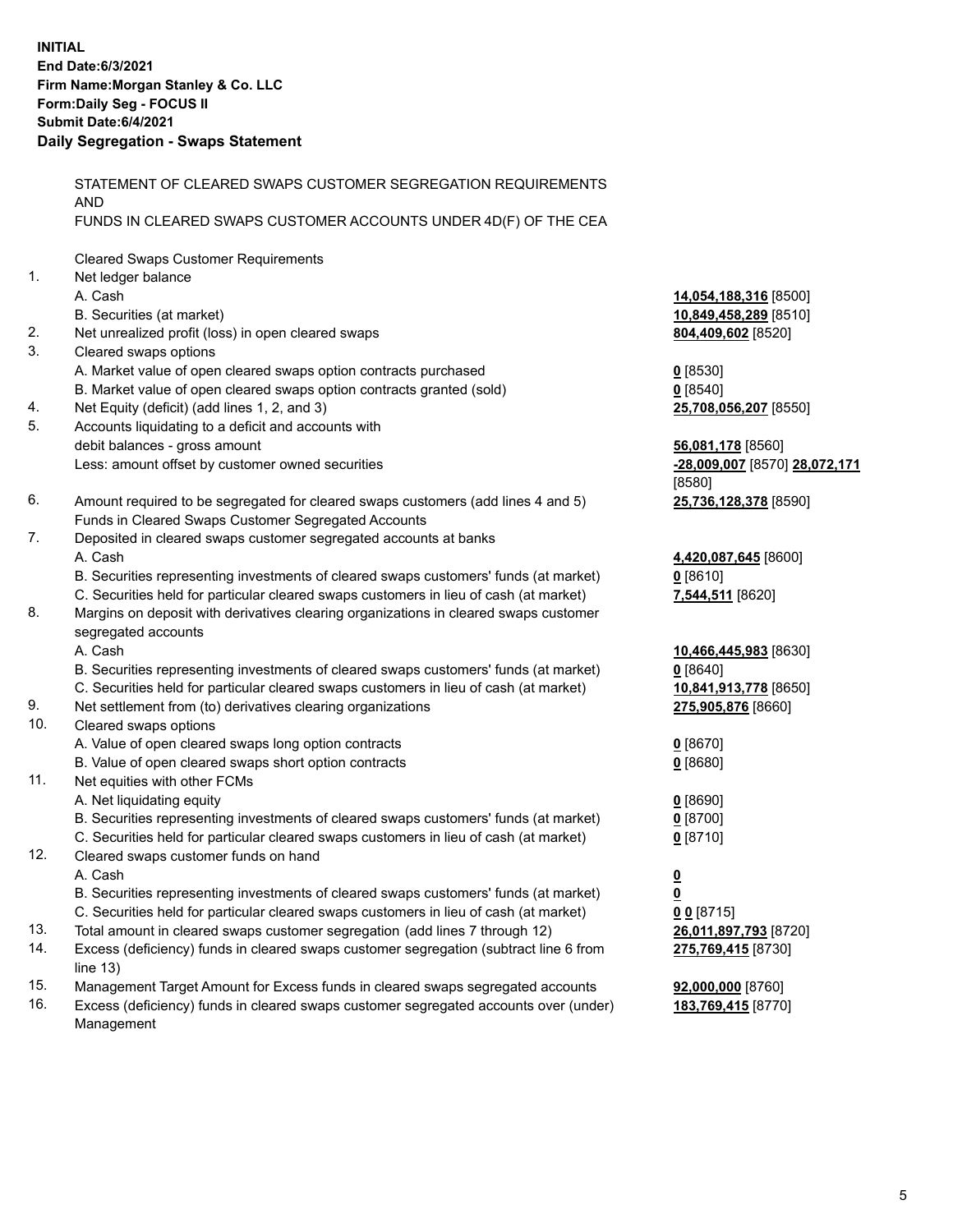**INITIAL**
**End Date:6/3/2021**
**Firm Name:Morgan Stanley & Co. LLC**
**Form:Daily Seg - FOCUS II**
**Submit Date:6/4/2021**
**Daily Segregation - Swaps Statement**

STATEMENT OF CLEARED SWAPS CUSTOMER SEGREGATION REQUIREMENTS AND FUNDS IN CLEARED SWAPS CUSTOMER ACCOUNTS UNDER 4D(F) OF THE CEA

| | | |
|---|---|---|
| | Cleared Swaps Customer Requirements | |
| 1. | Net ledger balance | |
| | A. Cash | **14,054,188,316** [8500] |
| | B. Securities (at market) | **10,849,458,289** [8510] |
| 2. | Net unrealized profit (loss) in open cleared swaps | **804,409,602** [8520] |
| 3. | Cleared swaps options | |
| | A. Market value of open cleared swaps option contracts purchased | **0** [8530] |
| | B. Market value of open cleared swaps option contracts granted (sold) | **0** [8540] |
| 4. | Net Equity (deficit) (add lines 1, 2, and 3) | **25,708,056,207** [8550] |
| 5. | Accounts liquidating to a deficit and accounts with debit balances - gross amount | **56,081,178** [8560] |
| | Less: amount offset by customer owned securities | **-28,009,007** [8570] **28,072,171** [8580] |
| 6. | Amount required to be segregated for cleared swaps customers (add lines 4 and 5) | **25,736,128,378** [8590] |
| | Funds in Cleared Swaps Customer Segregated Accounts | |
| 7. | Deposited in cleared swaps customer segregated accounts at banks | |
| | A. Cash | **4,420,087,645** [8600] |
| | B. Securities representing investments of cleared swaps customers' funds (at market) | **0** [8610] |
| | C. Securities held for particular cleared swaps customers in lieu of cash (at market) | **7,544,511** [8620] |
| 8. | Margins on deposit with derivatives clearing organizations in cleared swaps customer segregated accounts | |
| | A. Cash | **10,466,445,983** [8630] |
| | B. Securities representing investments of cleared swaps customers' funds (at market) | **0** [8640] |
| | C. Securities held for particular cleared swaps customers in lieu of cash (at market) | **10,841,913,778** [8650] |
| 9. | Net settlement from (to) derivatives clearing organizations | **275,905,876** [8660] |
| 10. | Cleared swaps options | |
| | A. Value of open cleared swaps long option contracts | **0** [8670] |
| | B. Value of open cleared swaps short option contracts | **0** [8680] |
| 11. | Net equities with other FCMs | |
| | A. Net liquidating equity | **0** [8690] |
| | B. Securities representing investments of cleared swaps customers' funds (at market) | **0** [8700] |
| | C. Securities held for particular cleared swaps customers in lieu of cash (at market) | **0** [8710] |
| 12. | Cleared swaps customer funds on hand | |
| | A. Cash | **0** |
| | B. Securities representing investments of cleared swaps customers' funds (at market) | **0** |
| | C. Securities held for particular cleared swaps customers in lieu of cash (at market) | **0** **0** [8715] |
| 13. | Total amount in cleared swaps customer segregation (add lines 7 through 12) | **26,011,897,793** [8720] |
| 14. | Excess (deficiency) funds in cleared swaps customer segregation (subtract line 6 from line 13) | **275,769,415** [8730] |
| 15. | Management Target Amount for Excess funds in cleared swaps segregated accounts | **92,000,000** [8760] |
| 16. | Excess (deficiency) funds in cleared swaps customer segregated accounts over (under) Management | **183,769,415** [8770] |